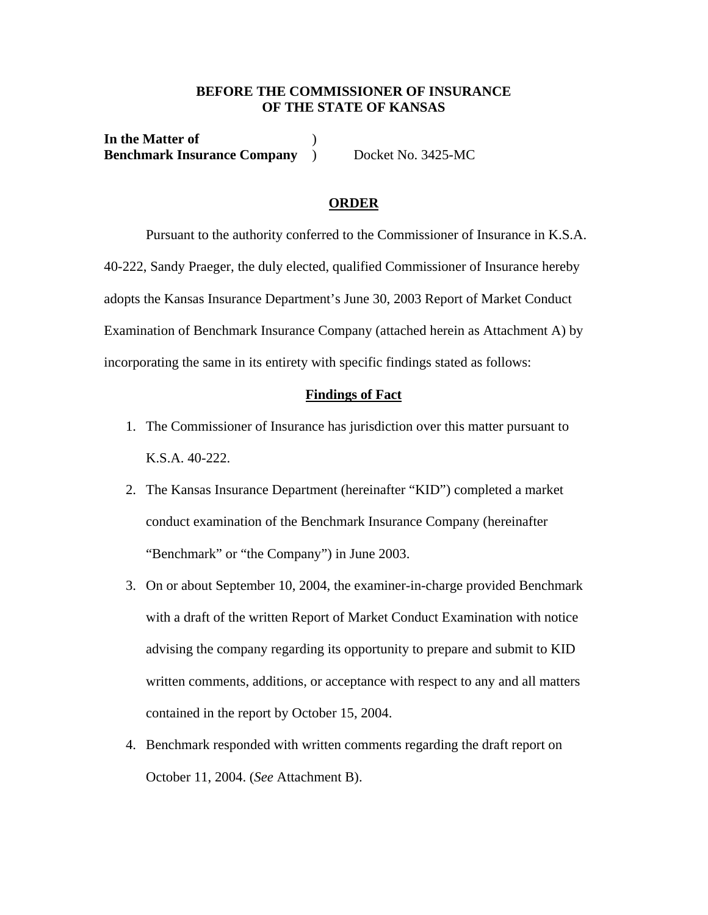**BEFORE THE COMMISSIONER OF INSURANCE**
**OF THE STATE OF KANSAS**

**In the Matter of** )
**Benchmark Insurance Company** ) Docket No. 3425-MC

## ORDER

Pursuant to the authority conferred to the Commissioner of Insurance in K.S.A. 40-222, Sandy Praeger, the duly elected, qualified Commissioner of Insurance hereby adopts the Kansas Insurance Department's June 30, 2003 Report of Market Conduct Examination of Benchmark Insurance Company (attached herein as Attachment A) by incorporating the same in its entirety with specific findings stated as follows:

### Findings of Fact

1. The Commissioner of Insurance has jurisdiction over this matter pursuant to K.S.A. 40-222.
2. The Kansas Insurance Department (hereinafter "KID") completed a market conduct examination of the Benchmark Insurance Company (hereinafter "Benchmark" or "the Company") in June 2003.
3. On or about September 10, 2004, the examiner-in-charge provided Benchmark with a draft of the written Report of Market Conduct Examination with notice advising the company regarding its opportunity to prepare and submit to KID written comments, additions, or acceptance with respect to any and all matters contained in the report by October 15, 2004.
4. Benchmark responded with written comments regarding the draft report on October 11, 2004. (*See* Attachment B).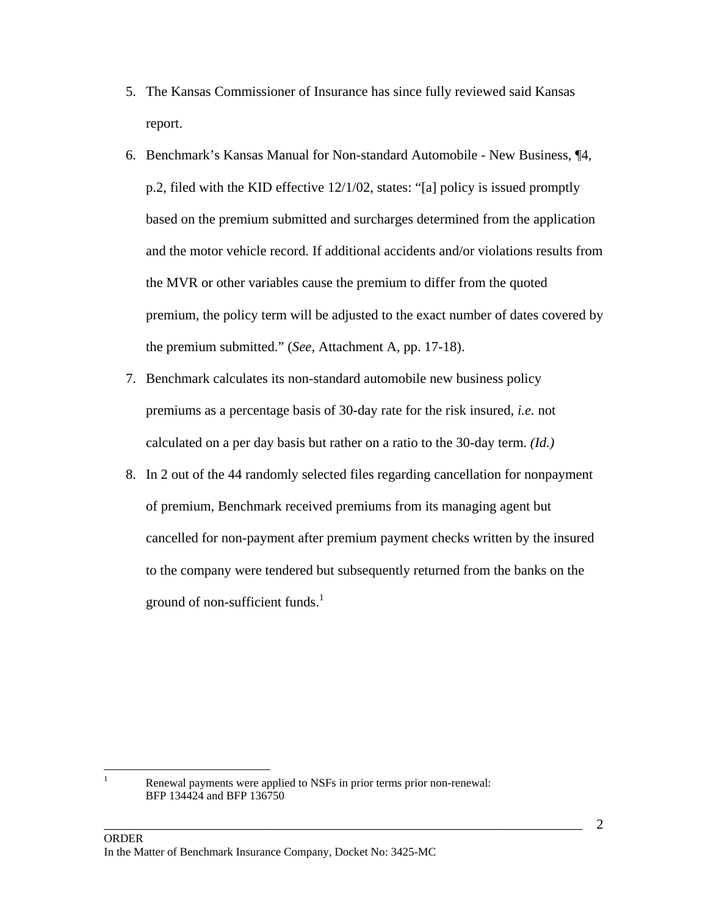5. The Kansas Commissioner of Insurance has since fully reviewed said Kansas report.

6. Benchmark's Kansas Manual for Non-standard Automobile - New Business, ¶4, p.2, filed with the KID effective 12/1/02, states: "[a] policy is issued promptly based on the premium submitted and surcharges determined from the application and the motor vehicle record. If additional accidents and/or violations results from the MVR or other variables cause the premium to differ from the quoted premium, the policy term will be adjusted to the exact number of dates covered by the premium submitted." (*See*, Attachment A, pp. 17-18).

7. Benchmark calculates its non-standard automobile new business policy premiums as a percentage basis of 30-day rate for the risk insured, *i.e.* not calculated on a per day basis but rather on a ratio to the 30-day term. *(Id.)*

8. In 2 out of the 44 randomly selected files regarding cancellation for nonpayment of premium, Benchmark received premiums from its managing agent but cancelled for non-payment after premium payment checks written by the insured to the company were tendered but subsequently returned from the banks on the ground of non-sufficient funds.[1]

---

[1] Renewal payments were applied to NSFs in prior terms prior non-renewal: BFP 134424 and BFP 136750

ORDER
In the Matter of Benchmark Insurance Company, Docket No: 3425-MC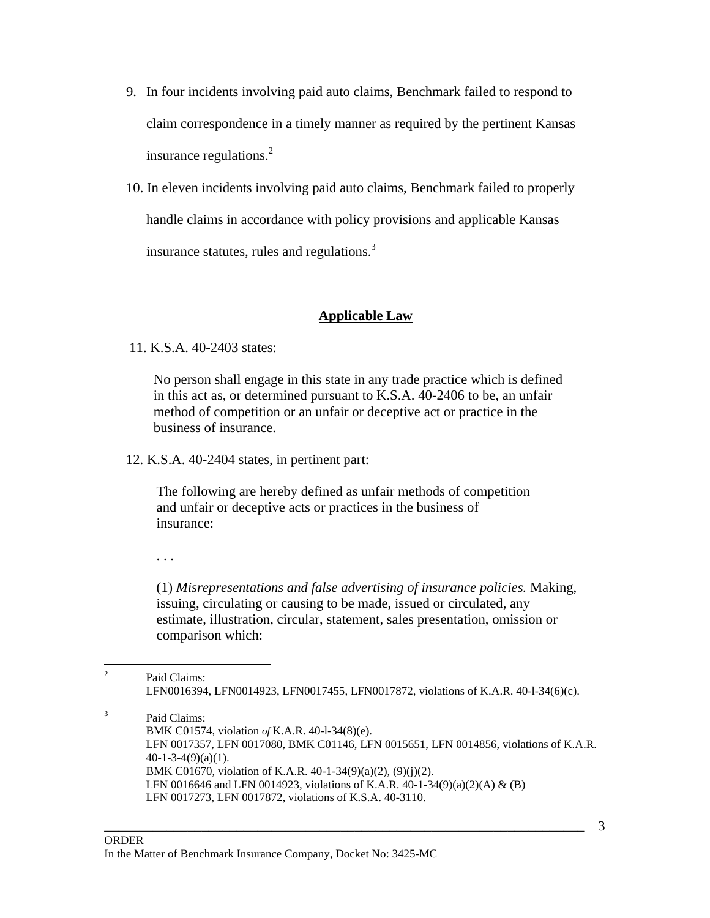9. In four incidents involving paid auto claims, Benchmark failed to respond to claim correspondence in a timely manner as required by the pertinent Kansas insurance regulations.[2]

10. In eleven incidents involving paid auto claims, Benchmark failed to properly handle claims in accordance with policy provisions and applicable Kansas insurance statutes, rules and regulations.[3]

## Applicable Law

11. K.S.A. 40-2403 states:

> No person shall engage in this state in any trade practice which is defined in this act as, or determined pursuant to K.S.A. 40-2406 to be, an unfair method of competition or an unfair or deceptive act or practice in the business of insurance.

12. K.S.A. 40-2404 states, in pertinent part:

> The following are hereby defined as unfair methods of competition and unfair or deceptive acts or practices in the business of insurance:
>
> . . .
>
> (1) *Misrepresentations and false advertising of insurance policies.* Making, issuing, circulating or causing to be made, issued or circulated, any estimate, illustration, circular, statement, sales presentation, omission or comparison which:

---

[2] Paid Claims:
LFN0016394, LFN0014923, LFN0017455, LFN0017872, violations of K.A.R. 40-l-34(6)(c).

[3] Paid Claims:
BMK C01574, violation *of* K.A.R. 40-l-34(8)(e).
LFN 0017357, LFN 0017080, BMK C01146, LFN 0015651, LFN 0014856, violations of K.A.R. 40-1-3-4(9)(a)(1).
BMK C01670, violation of K.A.R. 40-1-34(9)(a)(2), (9)(j)(2).
LFN 0016646 and LFN 0014923, violations of K.A.R. 40-1-34(9)(a)(2)(A) & (B)
LFN 0017273, LFN 0017872, violations of K.S.A. 40-3110.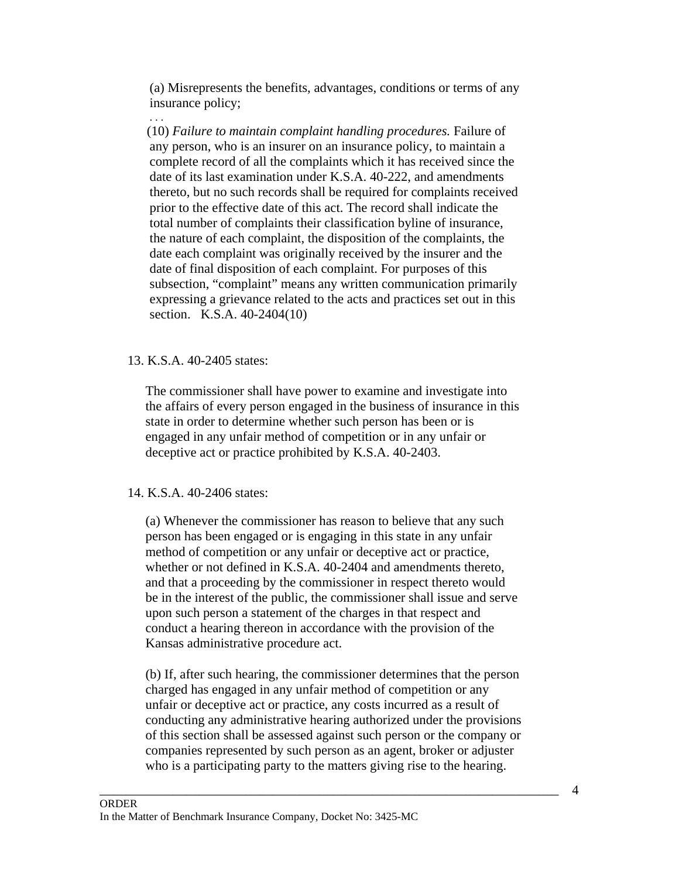(a) Misrepresents the benefits, advantages, conditions or terms of any insurance policy;

. . .

(10) *Failure to maintain complaint handling procedures.* Failure of any person, who is an insurer on an insurance policy, to maintain a complete record of all the complaints which it has received since the date of its last examination under K.S.A. 40-222, and amendments thereto, but no such records shall be required for complaints received prior to the effective date of this act. The record shall indicate the total number of complaints their classification byline of insurance, the nature of each complaint, the disposition of the complaints, the date each complaint was originally received by the insurer and the date of final disposition of each complaint. For purposes of this subsection, "complaint" means any written communication primarily expressing a grievance related to the acts and practices set out in this section. K.S.A. 40-2404(10)

13. K.S.A. 40-2405 states:

The commissioner shall have power to examine and investigate into the affairs of every person engaged in the business of insurance in this state in order to determine whether such person has been or is engaged in any unfair method of competition or in any unfair or deceptive act or practice prohibited by K.S.A. 40-2403.

14. K.S.A. 40-2406 states:

(a) Whenever the commissioner has reason to believe that any such person has been engaged or is engaging in this state in any unfair method of competition or any unfair or deceptive act or practice, whether or not defined in K.S.A. 40-2404 and amendments thereto, and that a proceeding by the commissioner in respect thereto would be in the interest of the public, the commissioner shall issue and serve upon such person a statement of the charges in that respect and conduct a hearing thereon in accordance with the provision of the Kansas administrative procedure act.

(b) If, after such hearing, the commissioner determines that the person charged has engaged in any unfair method of competition or any unfair or deceptive act or practice, any costs incurred as a result of conducting any administrative hearing authorized under the provisions of this section shall be assessed against such person or the company or companies represented by such person as an agent, broker or adjuster who is a participating party to the matters giving rise to the hearing.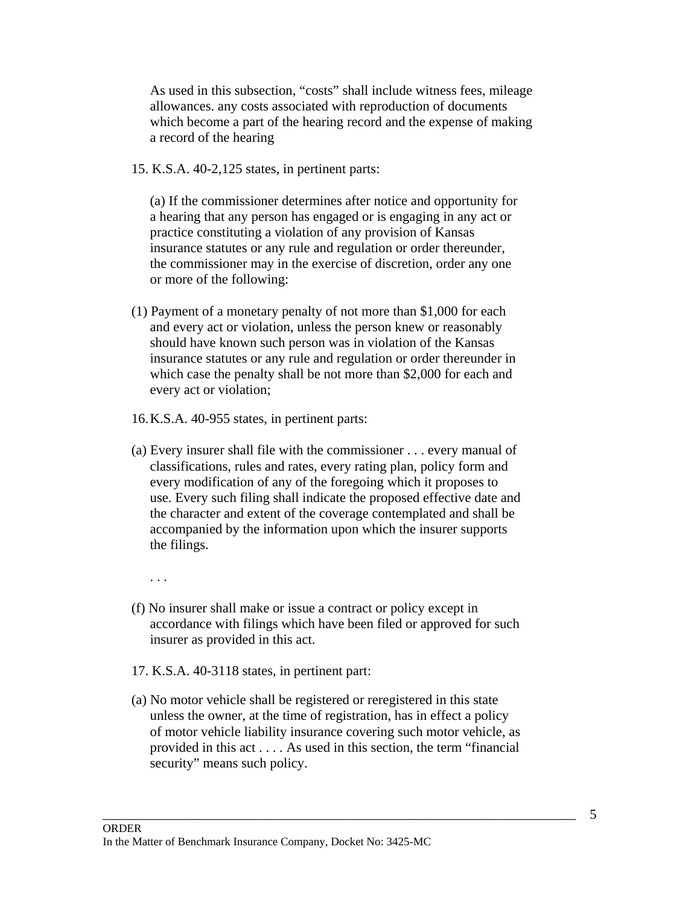As used in this subsection, "costs" shall include witness fees, mileage allowances. any costs associated with reproduction of documents which become a part of the hearing record and the expense of making a record of the hearing

15. K.S.A. 40-2,125 states, in pertinent parts:

> (a) If the commissioner determines after notice and opportunity for a hearing that any person has engaged or is engaging in any act or practice constituting a violation of any provision of Kansas insurance statutes or any rule and regulation or order thereunder, the commissioner may in the exercise of discretion, order any one or more of the following:
>
> (1) Payment of a monetary penalty of not more than $1,000 for each and every act or violation, unless the person knew or reasonably should have known such person was in violation of the Kansas insurance statutes or any rule and regulation or order thereunder in which case the penalty shall be not more than $2,000 for each and every act or violation;

16. K.S.A. 40-955 states, in pertinent parts:

> (a) Every insurer shall file with the commissioner . . . every manual of classifications, rules and rates, every rating plan, policy form and every modification of any of the foregoing which it proposes to use. Every such filing shall indicate the proposed effective date and the character and extent of the coverage contemplated and shall be accompanied by the information upon which the insurer supports the filings.
>
> . . .
>
> (f) No insurer shall make or issue a contract or policy except in accordance with filings which have been filed or approved for such insurer as provided in this act.

17. K.S.A. 40-3118 states, in pertinent part:

> (a) No motor vehicle shall be registered or reregistered in this state unless the owner, at the time of registration, has in effect a policy of motor vehicle liability insurance covering such motor vehicle, as provided in this act . . . . As used in this section, the term "financial security" means such policy.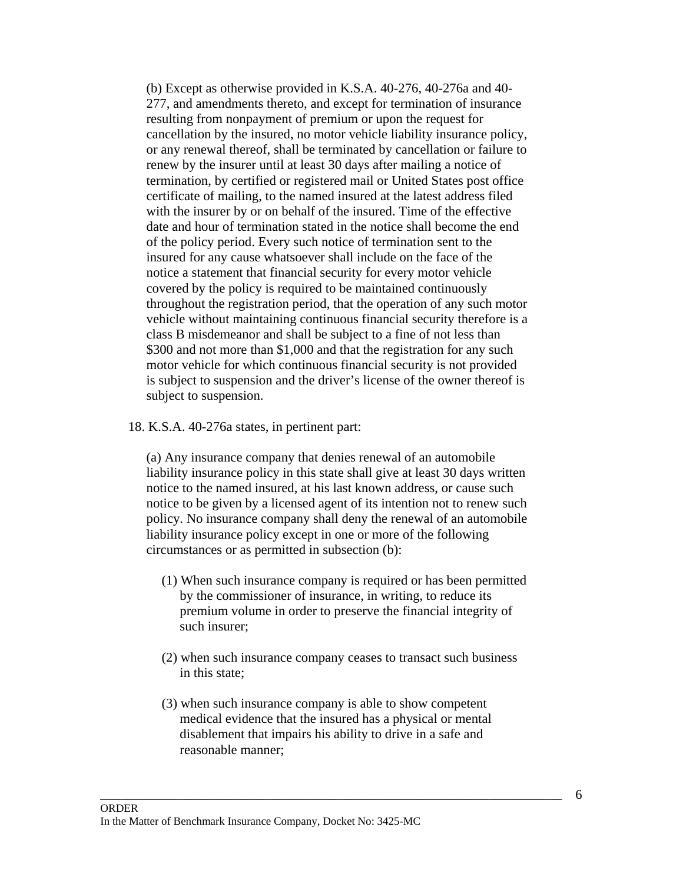(b) Except as otherwise provided in K.S.A. 40-276, 40-276a and 40-277, and amendments thereto, and except for termination of insurance resulting from nonpayment of premium or upon the request for cancellation by the insured, no motor vehicle liability insurance policy, or any renewal thereof, shall be terminated by cancellation or failure to renew by the insurer until at least 30 days after mailing a notice of termination, by certified or registered mail or United States post office certificate of mailing, to the named insured at the latest address filed with the insurer by or on behalf of the insured. Time of the effective date and hour of termination stated in the notice shall become the end of the policy period. Every such notice of termination sent to the insured for any cause whatsoever shall include on the face of the notice a statement that financial security for every motor vehicle covered by the policy is required to be maintained continuously throughout the registration period, that the operation of any such motor vehicle without maintaining continuous financial security therefore is a class B misdemeanor and shall be subject to a fine of not less than $300 and not more than $1,000 and that the registration for any such motor vehicle for which continuous financial security is not provided is subject to suspension and the driver's license of the owner thereof is subject to suspension.

18. K.S.A. 40-276a states, in pertinent part:

(a) Any insurance company that denies renewal of an automobile liability insurance policy in this state shall give at least 30 days written notice to the named insured, at his last known address, or cause such notice to be given by a licensed agent of its intention not to renew such policy. No insurance company shall deny the renewal of an automobile liability insurance policy except in one or more of the following circumstances or as permitted in subsection (b):

(1) When such insurance company is required or has been permitted by the commissioner of insurance, in writing, to reduce its premium volume in order to preserve the financial integrity of such insurer;

(2) when such insurance company ceases to transact such business in this state;

(3) when such insurance company is able to show competent medical evidence that the insured has a physical or mental disablement that impairs his ability to drive in a safe and reasonable manner;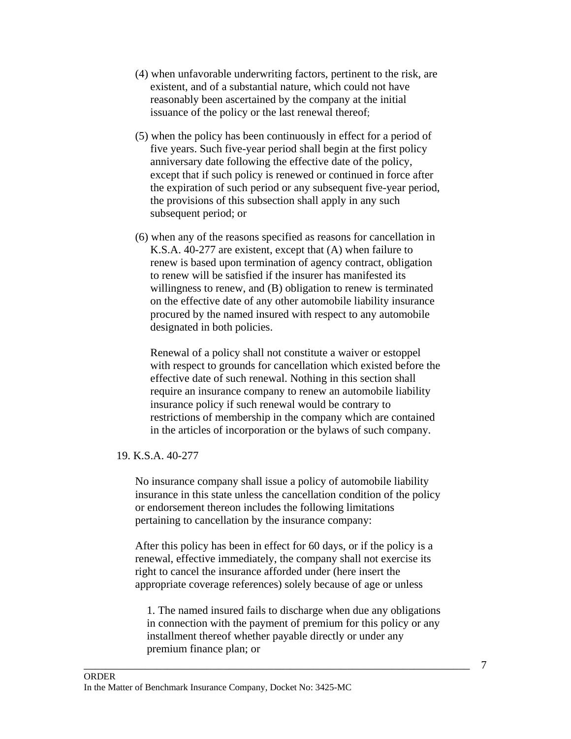(4) when unfavorable underwriting factors, pertinent to the risk, are existent, and of a substantial nature, which could not have reasonably been ascertained by the company at the initial issuance of the policy or the last renewal thereof;

(5) when the policy has been continuously in effect for a period of five years. Such five-year period shall begin at the first policy anniversary date following the effective date of the policy, except that if such policy is renewed or continued in force after the expiration of such period or any subsequent five-year period, the provisions of this subsection shall apply in any such subsequent period; or

(6) when any of the reasons specified as reasons for cancellation in K.S.A. 40-277 are existent, except that (A) when failure to renew is based upon termination of agency contract, obligation to renew will be satisfied if the insurer has manifested its willingness to renew, and (B) obligation to renew is terminated on the effective date of any other automobile liability insurance procured by the named insured with respect to any automobile designated in both policies.

Renewal of a policy shall not constitute a waiver or estoppel with respect to grounds for cancellation which existed before the effective date of such renewal. Nothing in this section shall require an insurance company to renew an automobile liability insurance policy if such renewal would be contrary to restrictions of membership in the company which are contained in the articles of incorporation or the bylaws of such company.

19. K.S.A. 40-277

No insurance company shall issue a policy of automobile liability insurance in this state unless the cancellation condition of the policy or endorsement thereon includes the following limitations pertaining to cancellation by the insurance company:

After this policy has been in effect for 60 days, or if the policy is a renewal, effective immediately, the company shall not exercise its right to cancel the insurance afforded under (here insert the appropriate coverage references) solely because of age or unless

1. The named insured fails to discharge when due any obligations in connection with the payment of premium for this policy or any installment thereof whether payable directly or under any premium finance plan; or

ORDER
In the Matter of Benchmark Insurance Company, Docket No: 3425-MC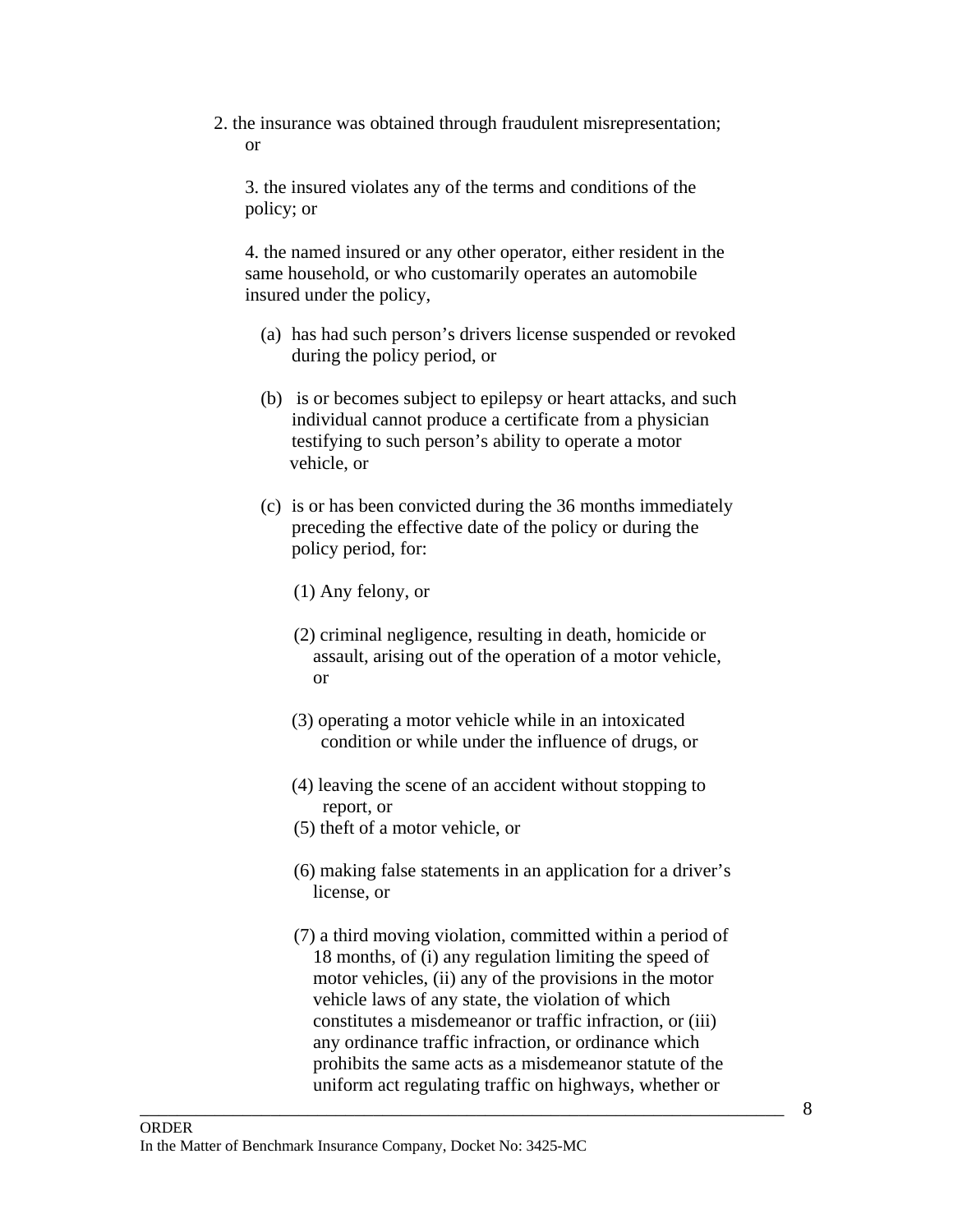2. the insurance was obtained through fraudulent misrepresentation; or

3. the insured violates any of the terms and conditions of the policy; or

4. the named insured or any other operator, either resident in the same household, or who customarily operates an automobile insured under the policy,

(a) has had such person's drivers license suspended or revoked during the policy period, or

(b) is or becomes subject to epilepsy or heart attacks, and such individual cannot produce a certificate from a physician testifying to such person's ability to operate a motor vehicle, or

(c) is or has been convicted during the 36 months immediately preceding the effective date of the policy or during the policy period, for:

(1) Any felony, or

(2) criminal negligence, resulting in death, homicide or assault, arising out of the operation of a motor vehicle, or

(3) operating a motor vehicle while in an intoxicated condition or while under the influence of drugs, or

(4) leaving the scene of an accident without stopping to report, or

(5) theft of a motor vehicle, or

(6) making false statements in an application for a driver's license, or

(7) a third moving violation, committed within a period of 18 months, of (i) any regulation limiting the speed of motor vehicles, (ii) any of the provisions in the motor vehicle laws of any state, the violation of which constitutes a misdemeanor or traffic infraction, or (iii) any ordinance traffic infraction, or ordinance which prohibits the same acts as a misdemeanor statute of the uniform act regulating traffic on highways, whether or

ORDER
In the Matter of Benchmark Insurance Company, Docket No: 3425-MC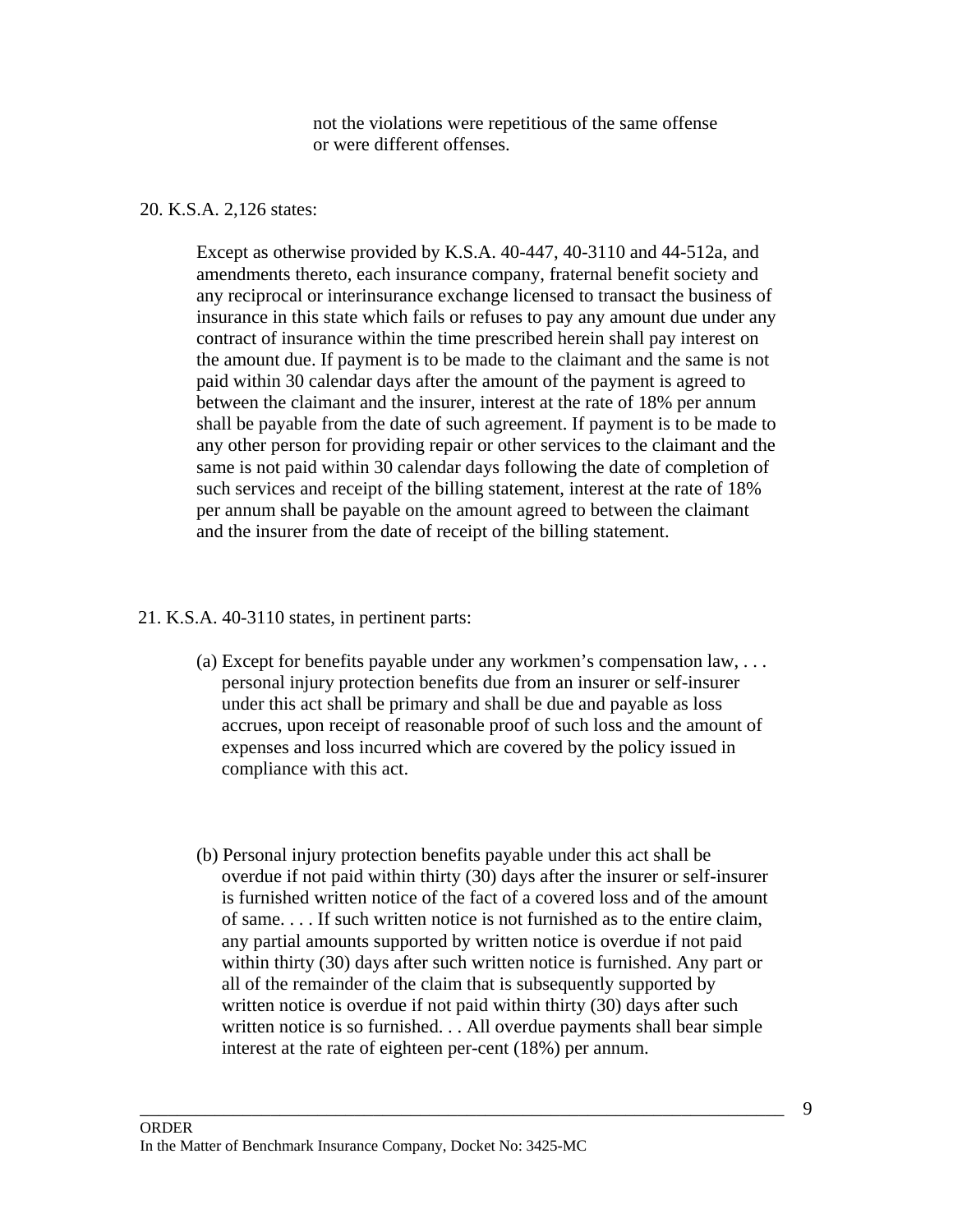not the violations were repetitious of the same offense or were different offenses.

20. K.S.A. 2,126 states:

> Except as otherwise provided by K.S.A. 40-447, 40-3110 and 44-512a, and amendments thereto, each insurance company, fraternal benefit society and any reciprocal or interinsurance exchange licensed to transact the business of insurance in this state which fails or refuses to pay any amount due under any contract of insurance within the time prescribed herein shall pay interest on the amount due. If payment is to be made to the claimant and the same is not paid within 30 calendar days after the amount of the payment is agreed to between the claimant and the insurer, interest at the rate of 18% per annum shall be payable from the date of such agreement. If payment is to be made to any other person for providing repair or other services to the claimant and the same is not paid within 30 calendar days following the date of completion of such services and receipt of the billing statement, interest at the rate of 18% per annum shall be payable on the amount agreed to between the claimant and the insurer from the date of receipt of the billing statement.

21. K.S.A. 40-3110 states, in pertinent parts:

> (a) Except for benefits payable under any workmen's compensation law, . . . personal injury protection benefits due from an insurer or self-insurer under this act shall be primary and shall be due and payable as loss accrues, upon receipt of reasonable proof of such loss and the amount of expenses and loss incurred which are covered by the policy issued in compliance with this act.
>
> (b) Personal injury protection benefits payable under this act shall be overdue if not paid within thirty (30) days after the insurer or self-insurer is furnished written notice of the fact of a covered loss and of the amount of same. . . . If such written notice is not furnished as to the entire claim, any partial amounts supported by written notice is overdue if not paid within thirty (30) days after such written notice is furnished. Any part or all of the remainder of the claim that is subsequently supported by written notice is overdue if not paid within thirty (30) days after such written notice is so furnished. . . All overdue payments shall bear simple interest at the rate of eighteen per-cent (18%) per annum.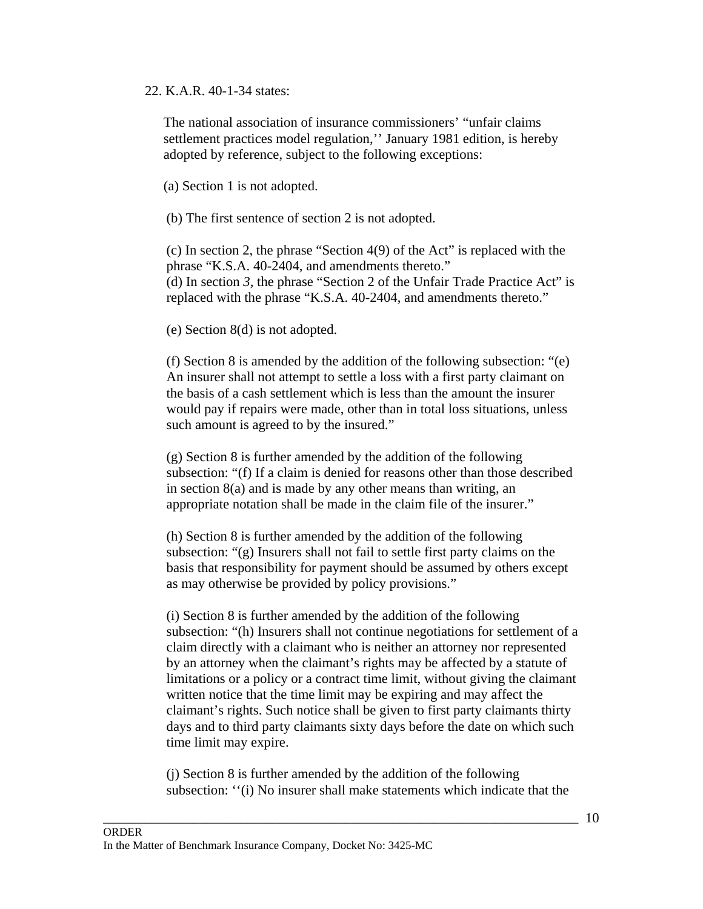22. K.A.R. 40-1-34 states:

> The national association of insurance commissioners' "unfair claims settlement practices model regulation,'' January 1981 edition, is hereby adopted by reference, subject to the following exceptions:
>
> (a) Section 1 is not adopted.
>
> (b) The first sentence of section 2 is not adopted.
>
> (c) In section 2, the phrase "Section 4(9) of the Act" is replaced with the phrase "K.S.A. 40-2404, and amendments thereto."
> (d) In section *3*, the phrase "Section 2 of the Unfair Trade Practice Act" is replaced with the phrase "K.S.A. 40-2404, and amendments thereto."
>
> (e) Section 8(d) is not adopted.
>
> (f) Section 8 is amended by the addition of the following subsection: "(e) An insurer shall not attempt to settle a loss with a first party claimant on the basis of a cash settlement which is less than the amount the insurer would pay if repairs were made, other than in total loss situations, unless such amount is agreed to by the insured."
>
> (g) Section 8 is further amended by the addition of the following subsection: "(f) If a claim is denied for reasons other than those described in section 8(a) and is made by any other means than writing, an appropriate notation shall be made in the claim file of the insurer."
>
> (h) Section 8 is further amended by the addition of the following subsection: "(g) Insurers shall not fail to settle first party claims on the basis that responsibility for payment should be assumed by others except as may otherwise be provided by policy provisions."
>
> (i) Section 8 is further amended by the addition of the following subsection: "(h) Insurers shall not continue negotiations for settlement of a claim directly with a claimant who is neither an attorney nor represented by an attorney when the claimant's rights may be affected by a statute of limitations or a policy or a contract time limit, without giving the claimant written notice that the time limit may be expiring and may affect the claimant's rights. Such notice shall be given to first party claimants thirty days and to third party claimants sixty days before the date on which such time limit may expire.
>
> (j) Section 8 is further amended by the addition of the following subsection: ''(i) No insurer shall make statements which indicate that the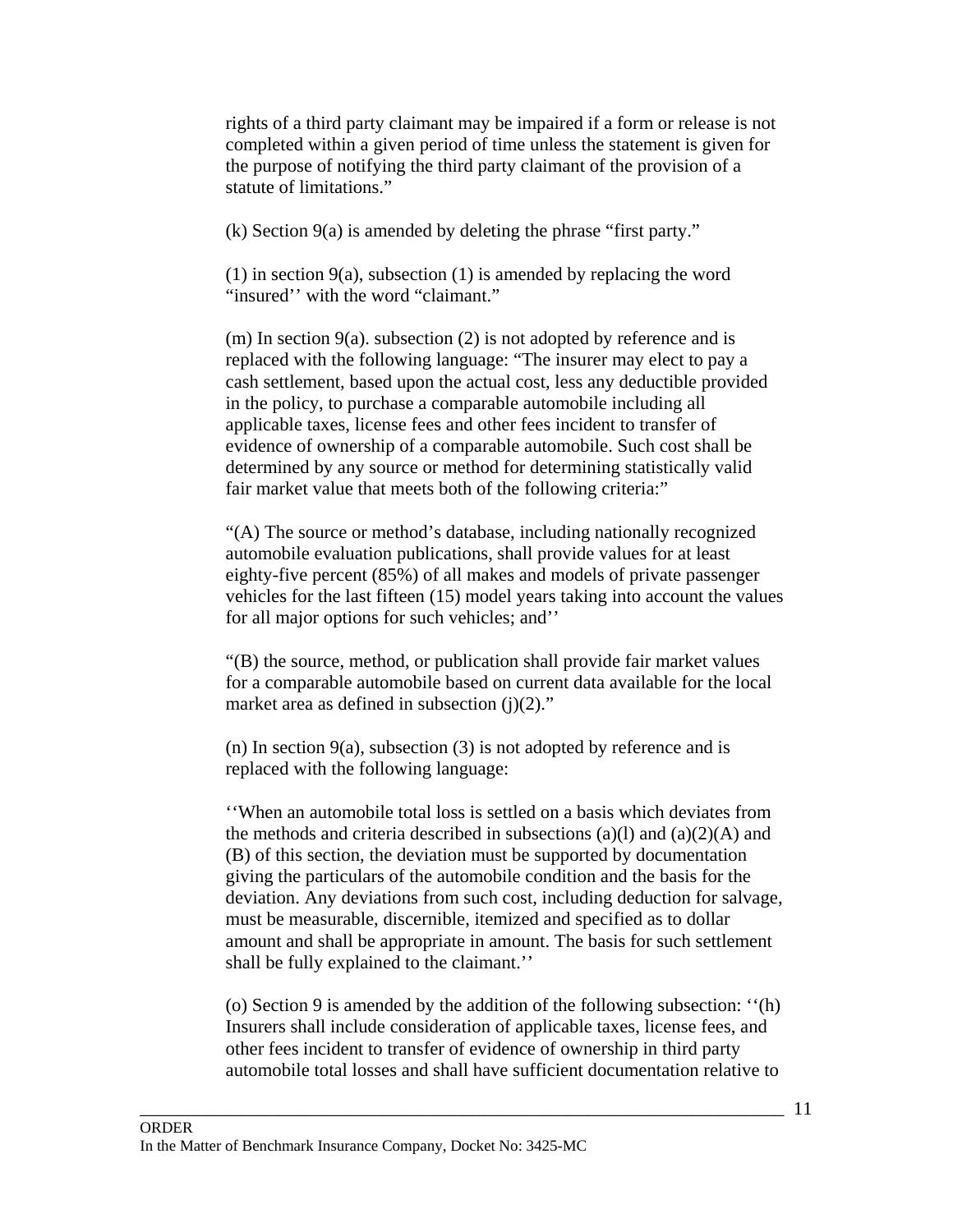rights of a third party claimant may be impaired if a form or release is not completed within a given period of time unless the statement is given for the purpose of notifying the third party claimant of the provision of a statute of limitations."

(k) Section 9(a) is amended by deleting the phrase "first party."

(1) in section 9(a), subsection (1) is amended by replacing the word "insured'' with the word "claimant."

(m) In section 9(a). subsection (2) is not adopted by reference and is replaced with the following language: "The insurer may elect to pay a cash settlement, based upon the actual cost, less any deductible provided in the policy, to purchase a comparable automobile including all applicable taxes, license fees and other fees incident to transfer of evidence of ownership of a comparable automobile. Such cost shall be determined by any source or method for determining statistically valid fair market value that meets both of the following criteria:"

"(A) The source or method's database, including nationally recognized automobile evaluation publications, shall provide values for at least eighty-five percent (85%) of all makes and models of private passenger vehicles for the last fifteen (15) model years taking into account the values for all major options for such vehicles; and''

"(B) the source, method, or publication shall provide fair market values for a comparable automobile based on current data available for the local market area as defined in subsection (j)(2)."

(n) In section 9(a), subsection (3) is not adopted by reference and is replaced with the following language:

''When an automobile total loss is settled on a basis which deviates from the methods and criteria described in subsections (a)(l) and (a)(2)(A) and (B) of this section, the deviation must be supported by documentation giving the particulars of the automobile condition and the basis for the deviation. Any deviations from such cost, including deduction for salvage, must be measurable, discernible, itemized and specified as to dollar amount and shall be appropriate in amount. The basis for such settlement shall be fully explained to the claimant.''

(o) Section 9 is amended by the addition of the following subsection: ''(h) Insurers shall include consideration of applicable taxes, license fees, and other fees incident to transfer of evidence of ownership in third party automobile total losses and shall have sufficient documentation relative to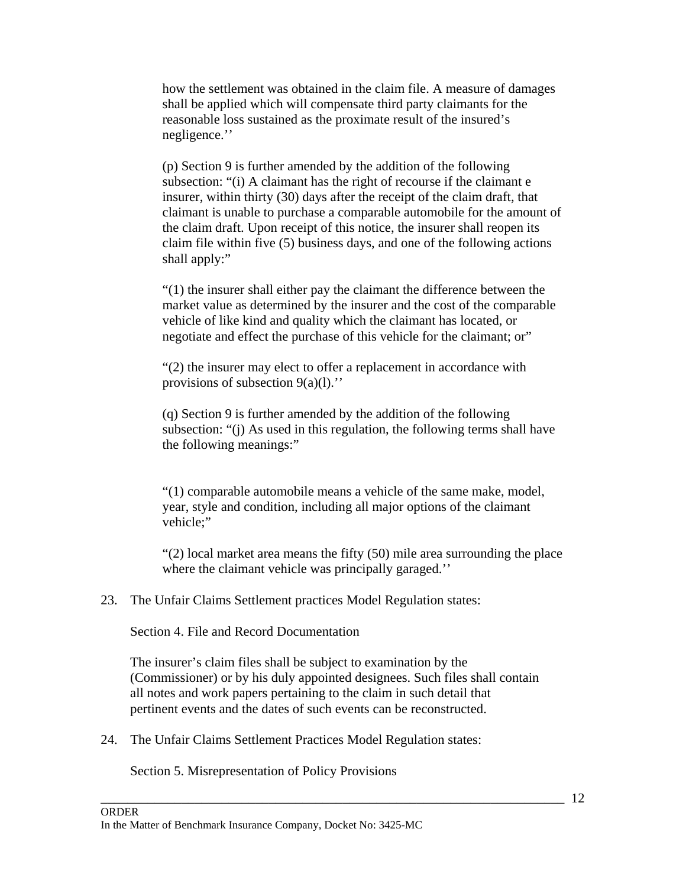how the settlement was obtained in the claim file. A measure of damages shall be applied which will compensate third party claimants for the reasonable loss sustained as the proximate result of the insured's negligence.''

(p) Section 9 is further amended by the addition of the following subsection: "(i) A claimant has the right of recourse if the claimant e insurer, within thirty (30) days after the receipt of the claim draft, that claimant is unable to purchase a comparable automobile for the amount of the claim draft. Upon receipt of this notice, the insurer shall reopen its claim file within five (5) business days, and one of the following actions shall apply:"

"(1) the insurer shall either pay the claimant the difference between the market value as determined by the insurer and the cost of the comparable vehicle of like kind and quality which the claimant has located, or negotiate and effect the purchase of this vehicle for the claimant; or"

"(2) the insurer may elect to offer a replacement in accordance with provisions of subsection 9(a)(l).''

(q) Section 9 is further amended by the addition of the following subsection: "(j) As used in this regulation, the following terms shall have the following meanings:"

"(1) comparable automobile means a vehicle of the same make, model, year, style and condition, including all major options of the claimant vehicle;"

"(2) local market area means the fifty (50) mile area surrounding the place where the claimant vehicle was principally garaged.''

23. The Unfair Claims Settlement practices Model Regulation states:

    Section 4. File and Record Documentation

    The insurer's claim files shall be subject to examination by the (Commissioner) or by his duly appointed designees. Such files shall contain all notes and work papers pertaining to the claim in such detail that pertinent events and the dates of such events can be reconstructed.

24. The Unfair Claims Settlement Practices Model Regulation states:

    Section 5. Misrepresentation of Policy Provisions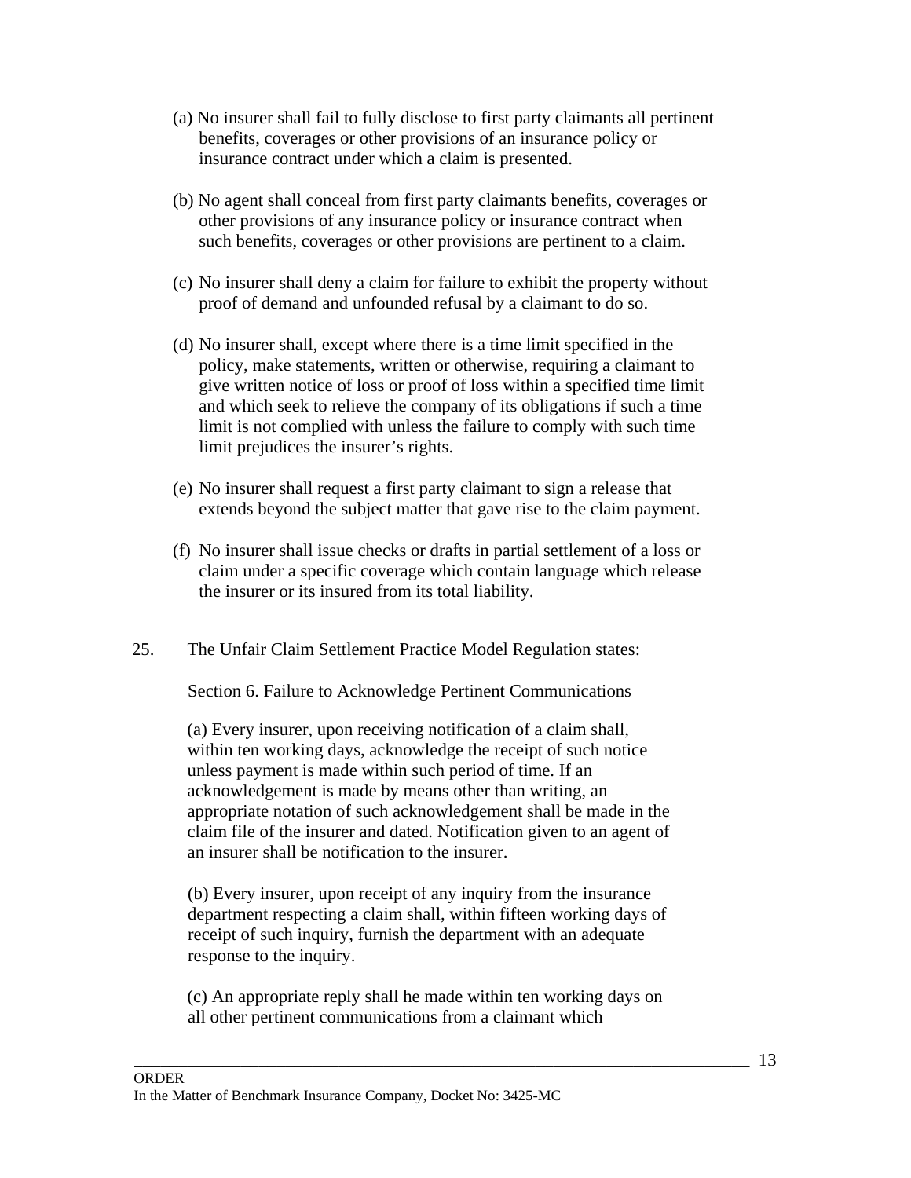(a) No insurer shall fail to fully disclose to first party claimants all pertinent benefits, coverages or other provisions of an insurance policy or insurance contract under which a claim is presented.

(b) No agent shall conceal from first party claimants benefits, coverages or other provisions of any insurance policy or insurance contract when such benefits, coverages or other provisions are pertinent to a claim.

(c) No insurer shall deny a claim for failure to exhibit the property without proof of demand and unfounded refusal by a claimant to do so.

(d) No insurer shall, except where there is a time limit specified in the policy, make statements, written or otherwise, requiring a claimant to give written notice of loss or proof of loss within a specified time limit and which seek to relieve the company of its obligations if such a time limit is not complied with unless the failure to comply with such time limit prejudices the insurer's rights.

(e) No insurer shall request a first party claimant to sign a release that extends beyond the subject matter that gave rise to the claim payment.

(f) No insurer shall issue checks or drafts in partial settlement of a loss or claim under a specific coverage which contain language which release the insurer or its insured from its total liability.

25. The Unfair Claim Settlement Practice Model Regulation states:

Section 6. Failure to Acknowledge Pertinent Communications

(a) Every insurer, upon receiving notification of a claim shall, within ten working days, acknowledge the receipt of such notice unless payment is made within such period of time. If an acknowledgement is made by means other than writing, an appropriate notation of such acknowledgement shall be made in the claim file of the insurer and dated. Notification given to an agent of an insurer shall be notification to the insurer.

(b) Every insurer, upon receipt of any inquiry from the insurance department respecting a claim shall, within fifteen working days of receipt of such inquiry, furnish the department with an adequate response to the inquiry.

(c) An appropriate reply shall he made within ten working days on all other pertinent communications from a claimant which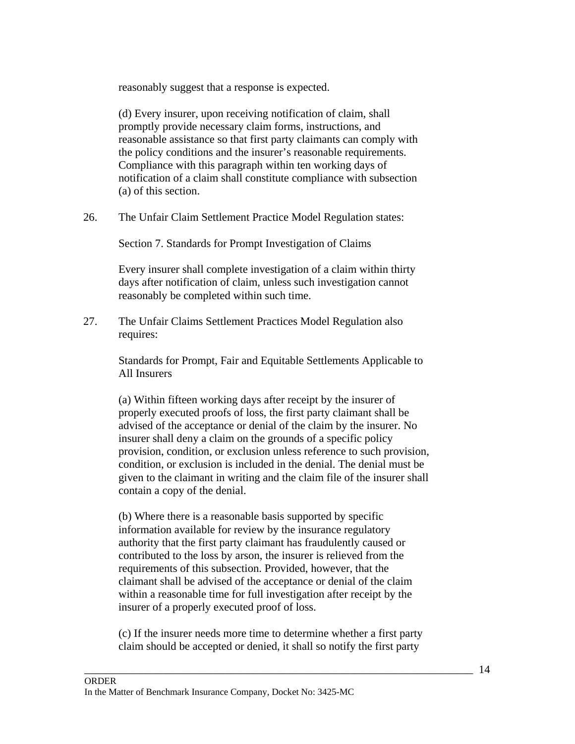reasonably suggest that a response is expected.

> (d) Every insurer, upon receiving notification of claim, shall promptly provide necessary claim forms, instructions, and reasonable assistance so that first party claimants can comply with the policy conditions and the insurer's reasonable requirements. Compliance with this paragraph within ten working days of notification of a claim shall constitute compliance with subsection (a) of this section.

26. The Unfair Claim Settlement Practice Model Regulation states:

> Section 7. Standards for Prompt Investigation of Claims
>
> Every insurer shall complete investigation of a claim within thirty days after notification of claim, unless such investigation cannot reasonably be completed within such time.

27. The Unfair Claims Settlement Practices Model Regulation also requires:

> Standards for Prompt, Fair and Equitable Settlements Applicable to All Insurers
>
> (a) Within fifteen working days after receipt by the insurer of properly executed proofs of loss, the first party claimant shall be advised of the acceptance or denial of the claim by the insurer. No insurer shall deny a claim on the grounds of a specific policy provision, condition, or exclusion unless reference to such provision, condition, or exclusion is included in the denial. The denial must be given to the claimant in writing and the claim file of the insurer shall contain a copy of the denial.
>
> (b) Where there is a reasonable basis supported by specific information available for review by the insurance regulatory authority that the first party claimant has fraudulently caused or contributed to the loss by arson, the insurer is relieved from the requirements of this subsection. Provided, however, that the claimant shall be advised of the acceptance or denial of the claim within a reasonable time for full investigation after receipt by the insurer of a properly executed proof of loss.
>
> (c) If the insurer needs more time to determine whether a first party claim should be accepted or denied, it shall so notify the first party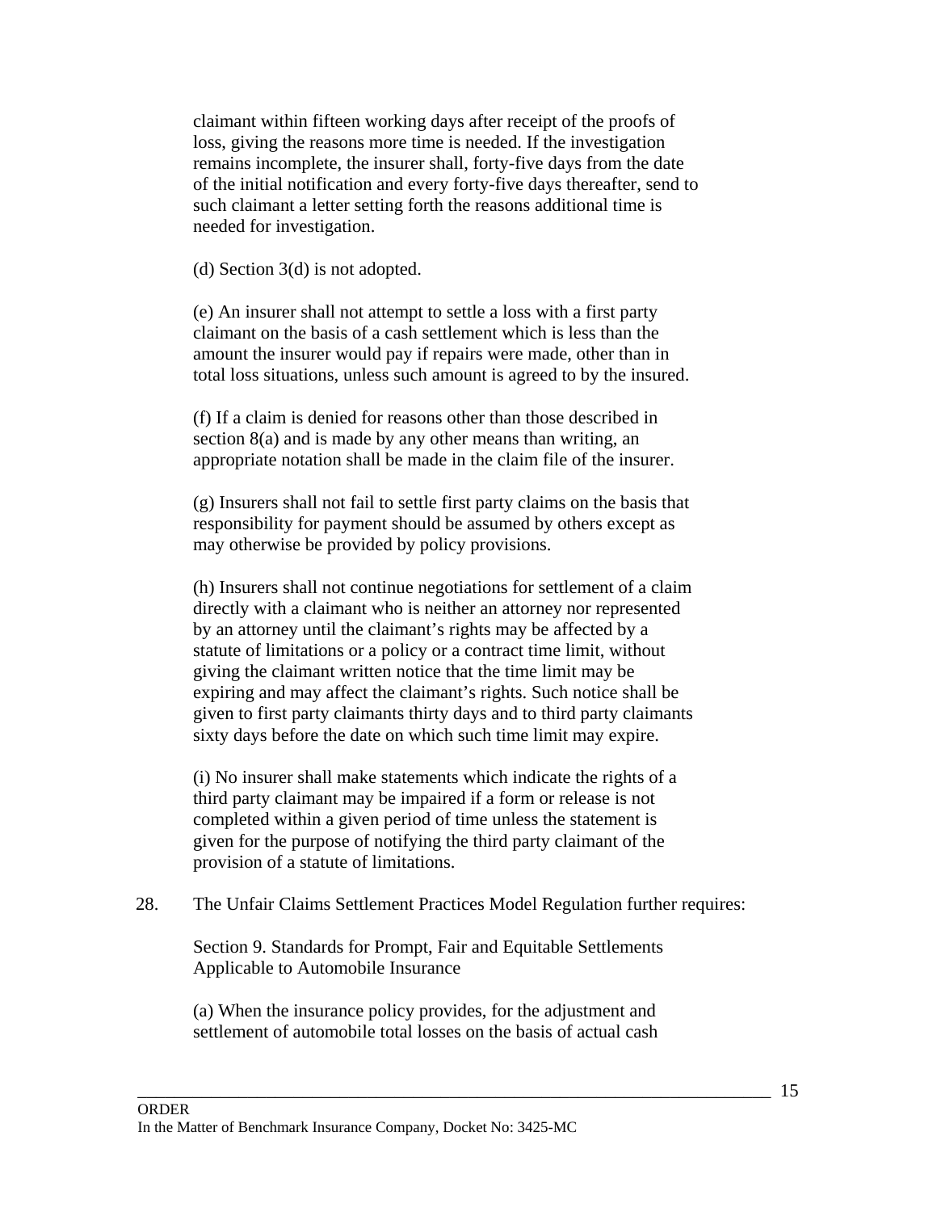claimant within fifteen working days after receipt of the proofs of loss, giving the reasons more time is needed. If the investigation remains incomplete, the insurer shall, forty-five days from the date of the initial notification and every forty-five days thereafter, send to such claimant a letter setting forth the reasons additional time is needed for investigation.

(d) Section 3(d) is not adopted.

(e) An insurer shall not attempt to settle a loss with a first party claimant on the basis of a cash settlement which is less than the amount the insurer would pay if repairs were made, other than in total loss situations, unless such amount is agreed to by the insured.

(f) If a claim is denied for reasons other than those described in section 8(a) and is made by any other means than writing, an appropriate notation shall be made in the claim file of the insurer.

(g) Insurers shall not fail to settle first party claims on the basis that responsibility for payment should be assumed by others except as may otherwise be provided by policy provisions.

(h) Insurers shall not continue negotiations for settlement of a claim directly with a claimant who is neither an attorney nor represented by an attorney until the claimant's rights may be affected by a statute of limitations or a policy or a contract time limit, without giving the claimant written notice that the time limit may be expiring and may affect the claimant's rights. Such notice shall be given to first party claimants thirty days and to third party claimants sixty days before the date on which such time limit may expire.

(i) No insurer shall make statements which indicate the rights of a third party claimant may be impaired if a form or release is not completed within a given period of time unless the statement is given for the purpose of notifying the third party claimant of the provision of a statute of limitations.

28. The Unfair Claims Settlement Practices Model Regulation further requires:

Section 9. Standards for Prompt, Fair and Equitable Settlements Applicable to Automobile Insurance

(a) When the insurance policy provides, for the adjustment and settlement of automobile total losses on the basis of actual cash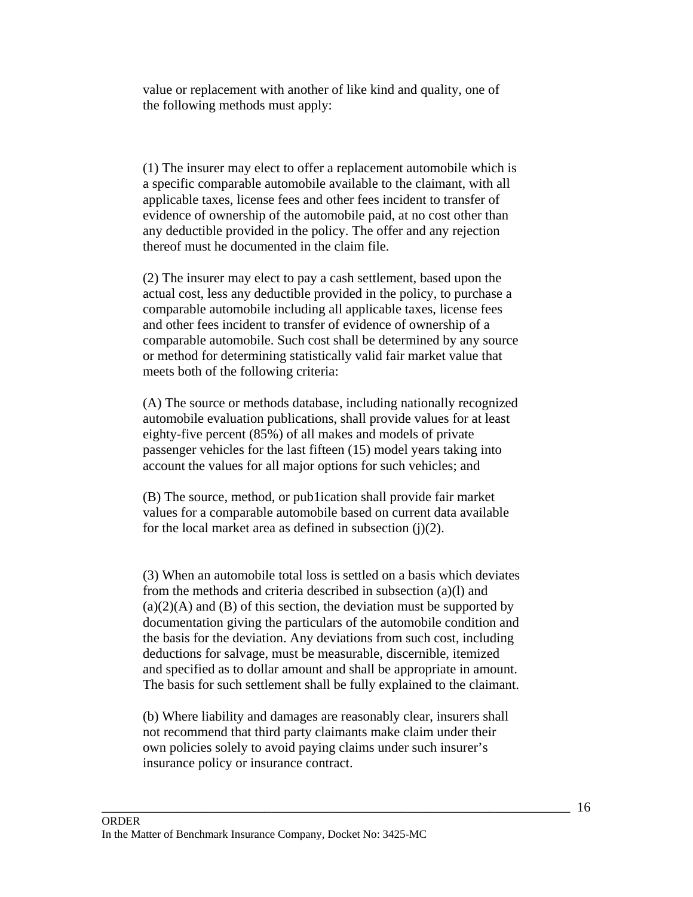value or replacement with another of like kind and quality, one of the following methods must apply:

(1) The insurer may elect to offer a replacement automobile which is a specific comparable automobile available to the claimant, with all applicable taxes, license fees and other fees incident to transfer of evidence of ownership of the automobile paid, at no cost other than any deductible provided in the policy. The offer and any rejection thereof must he documented in the claim file.

(2) The insurer may elect to pay a cash settlement, based upon the actual cost, less any deductible provided in the policy, to purchase a comparable automobile including all applicable taxes, license fees and other fees incident to transfer of evidence of ownership of a comparable automobile. Such cost shall be determined by any source or method for determining statistically valid fair market value that meets both of the following criteria:

(A) The source or methods database, including nationally recognized automobile evaluation publications, shall provide values for at least eighty-five percent (85%) of all makes and models of private passenger vehicles for the last fifteen (15) model years taking into account the values for all major options for such vehicles; and

(B) The source, method, or pub1ication shall provide fair market values for a comparable automobile based on current data available for the local market area as defined in subsection (j)(2).

(3) When an automobile total loss is settled on a basis which deviates from the methods and criteria described in subsection (a)(l) and (a)(2)(A) and (B) of this section, the deviation must be supported by documentation giving the particulars of the automobile condition and the basis for the deviation. Any deviations from such cost, including deductions for salvage, must be measurable, discernible, itemized and specified as to dollar amount and shall be appropriate in amount. The basis for such settlement shall be fully explained to the claimant.

(b) Where liability and damages are reasonably clear, insurers shall not recommend that third party claimants make claim under their own policies solely to avoid paying claims under such insurer's insurance policy or insurance contract.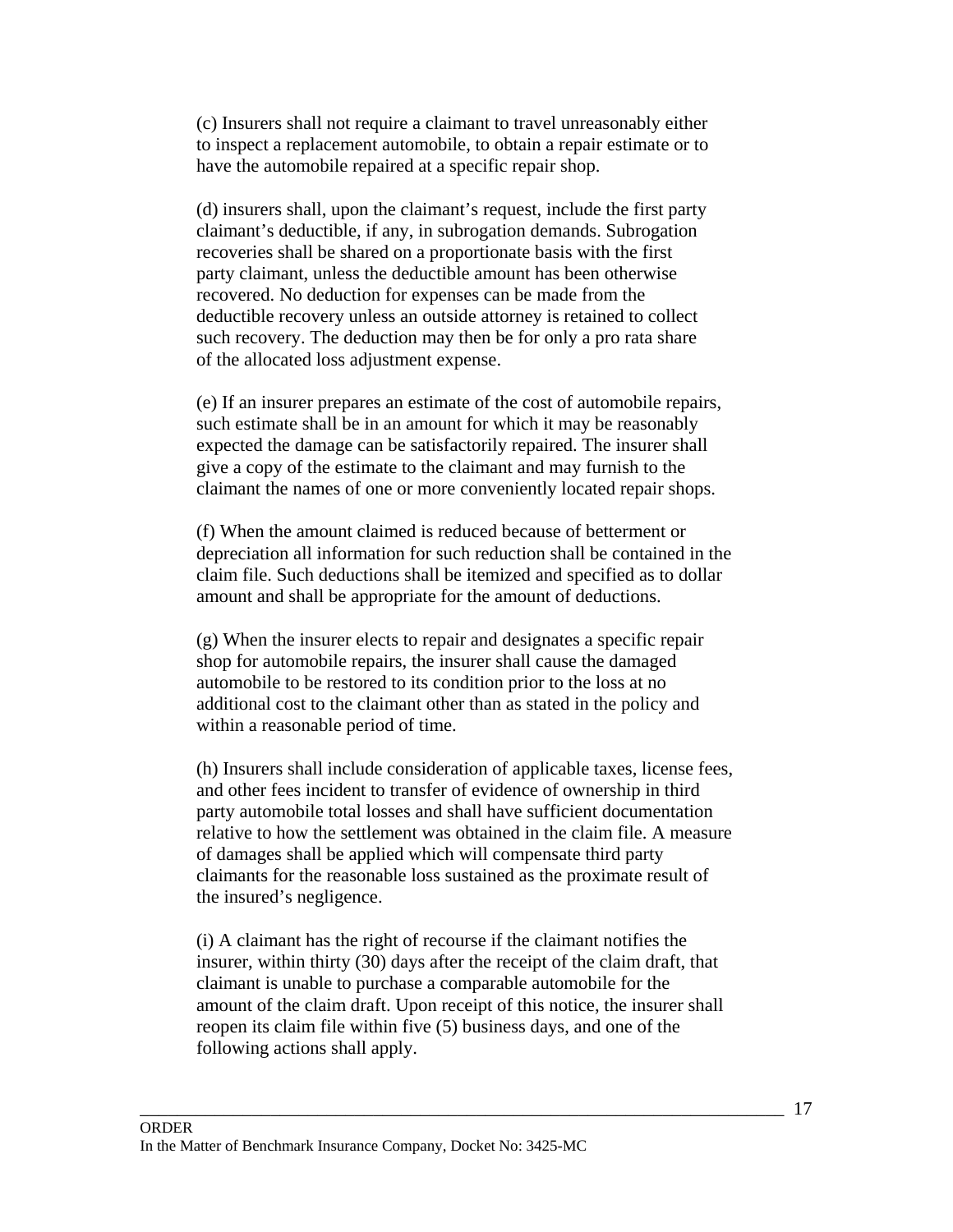(c) Insurers shall not require a claimant to travel unreasonably either to inspect a replacement automobile, to obtain a repair estimate or to have the automobile repaired at a specific repair shop.

(d) insurers shall, upon the claimant's request, include the first party claimant's deductible, if any, in subrogation demands. Subrogation recoveries shall be shared on a proportionate basis with the first party claimant, unless the deductible amount has been otherwise recovered. No deduction for expenses can be made from the deductible recovery unless an outside attorney is retained to collect such recovery. The deduction may then be for only a pro rata share of the allocated loss adjustment expense.

(e) If an insurer prepares an estimate of the cost of automobile repairs, such estimate shall be in an amount for which it may be reasonably expected the damage can be satisfactorily repaired. The insurer shall give a copy of the estimate to the claimant and may furnish to the claimant the names of one or more conveniently located repair shops.

(f) When the amount claimed is reduced because of betterment or depreciation all information for such reduction shall be contained in the claim file. Such deductions shall be itemized and specified as to dollar amount and shall be appropriate for the amount of deductions.

(g) When the insurer elects to repair and designates a specific repair shop for automobile repairs, the insurer shall cause the damaged automobile to be restored to its condition prior to the loss at no additional cost to the claimant other than as stated in the policy and within a reasonable period of time.

(h) Insurers shall include consideration of applicable taxes, license fees, and other fees incident to transfer of evidence of ownership in third party automobile total losses and shall have sufficient documentation relative to how the settlement was obtained in the claim file. A measure of damages shall be applied which will compensate third party claimants for the reasonable loss sustained as the proximate result of the insured's negligence.

(i) A claimant has the right of recourse if the claimant notifies the insurer, within thirty (30) days after the receipt of the claim draft, that claimant is unable to purchase a comparable automobile for the amount of the claim draft. Upon receipt of this notice, the insurer shall reopen its claim file within five (5) business days, and one of the following actions shall apply.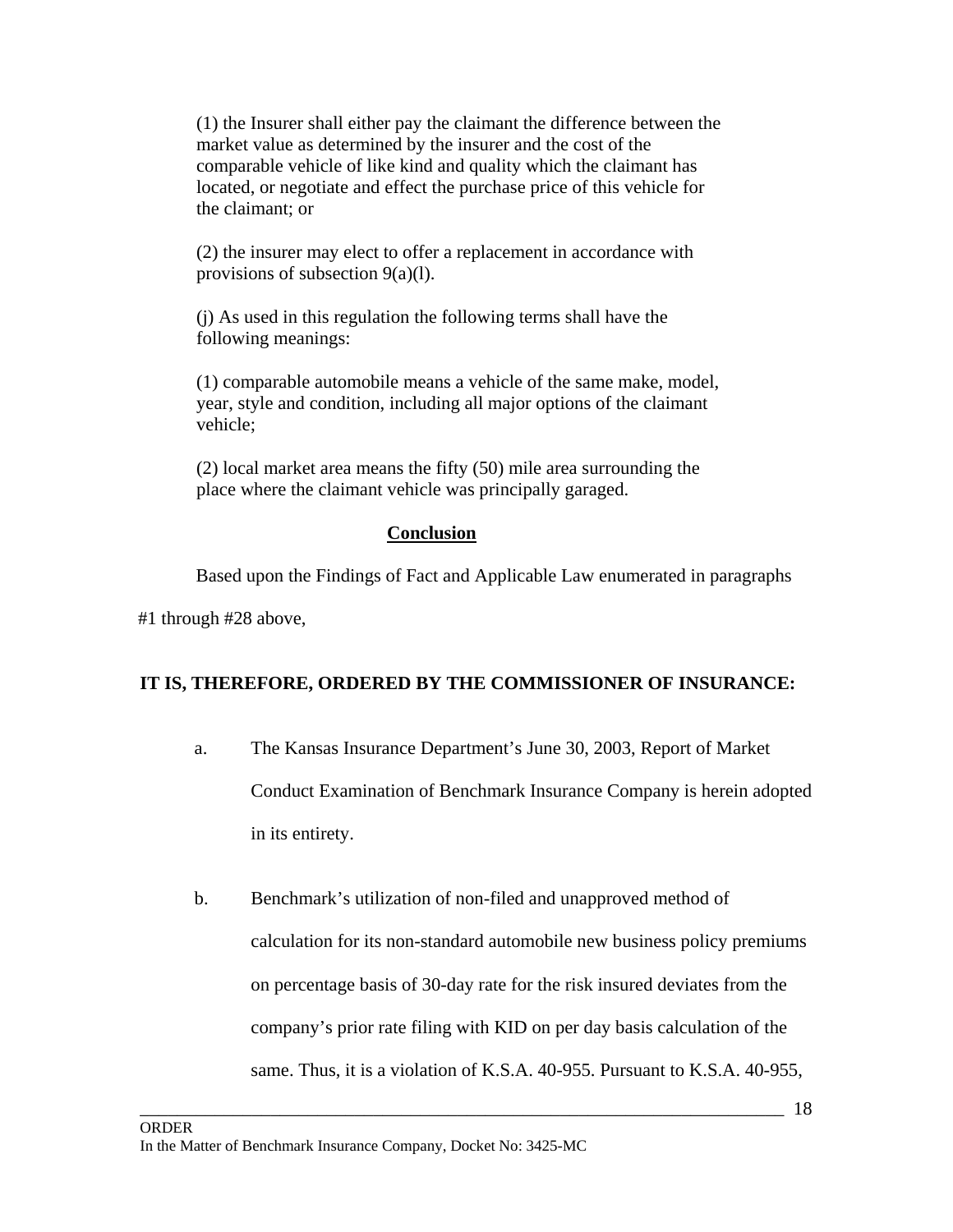(1) the Insurer shall either pay the claimant the difference between the market value as determined by the insurer and the cost of the comparable vehicle of like kind and quality which the claimant has located, or negotiate and effect the purchase price of this vehicle for the claimant; or

(2) the insurer may elect to offer a replacement in accordance with provisions of subsection 9(a)(l).

(j) As used in this regulation the following terms shall have the following meanings:

(1) comparable automobile means a vehicle of the same make, model, year, style and condition, including all major options of the claimant vehicle;

(2) local market area means the fifty (50) mile area surrounding the place where the claimant vehicle was principally garaged.

## Conclusion

Based upon the Findings of Fact and Applicable Law enumerated in paragraphs #1 through #28 above,

**IT IS, THEREFORE, ORDERED BY THE COMMISSIONER OF INSURANCE:**

a. The Kansas Insurance Department's June 30, 2003, Report of Market Conduct Examination of Benchmark Insurance Company is herein adopted in its entirety.

b. Benchmark's utilization of non-filed and unapproved method of calculation for its non-standard automobile new business policy premiums on percentage basis of 30-day rate for the risk insured deviates from the company's prior rate filing with KID on per day basis calculation of the same. Thus, it is a violation of K.S.A. 40-955. Pursuant to K.S.A. 40-955,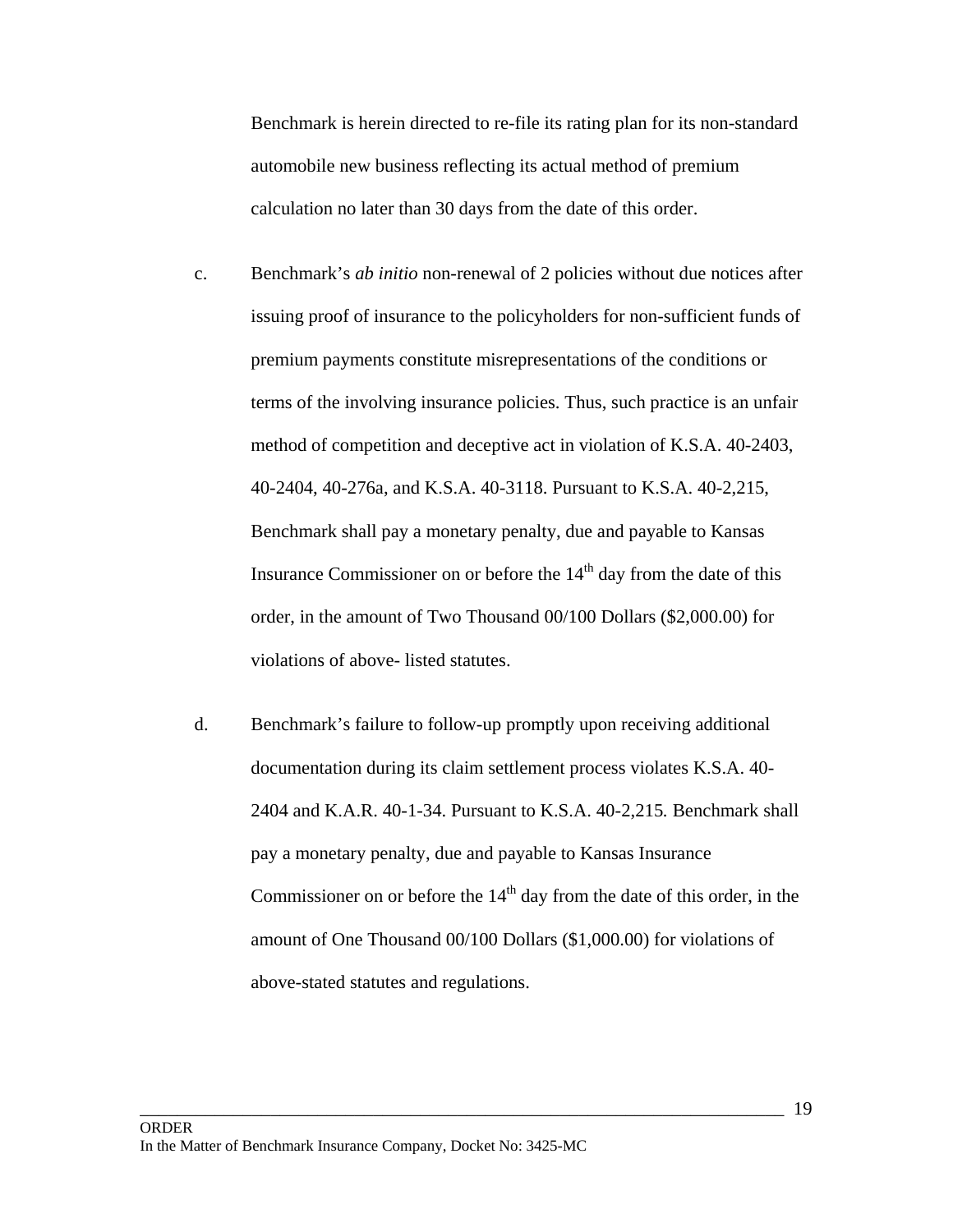Benchmark is herein directed to re-file its rating plan for its non-standard automobile new business reflecting its actual method of premium calculation no later than 30 days from the date of this order.

c. Benchmark's *ab initio* non-renewal of 2 policies without due notices after issuing proof of insurance to the policyholders for non-sufficient funds of premium payments constitute misrepresentations of the conditions or terms of the involving insurance policies. Thus, such practice is an unfair method of competition and deceptive act in violation of K.S.A. 40-2403, 40-2404, 40-276a, and K.S.A. 40-3118. Pursuant to K.S.A. 40-2,215, Benchmark shall pay a monetary penalty, due and payable to Kansas Insurance Commissioner on or before the 14th day from the date of this order, in the amount of Two Thousand 00/100 Dollars ($2,000.00) for violations of above- listed statutes.

d. Benchmark's failure to follow-up promptly upon receiving additional documentation during its claim settlement process violates K.S.A. 40-2404 and K.A.R. 40-1-34. Pursuant to K.S.A. 40-2,215. Benchmark shall pay a monetary penalty, due and payable to Kansas Insurance Commissioner on or before the 14th day from the date of this order, in the amount of One Thousand 00/100 Dollars ($1,000.00) for violations of above-stated statutes and regulations.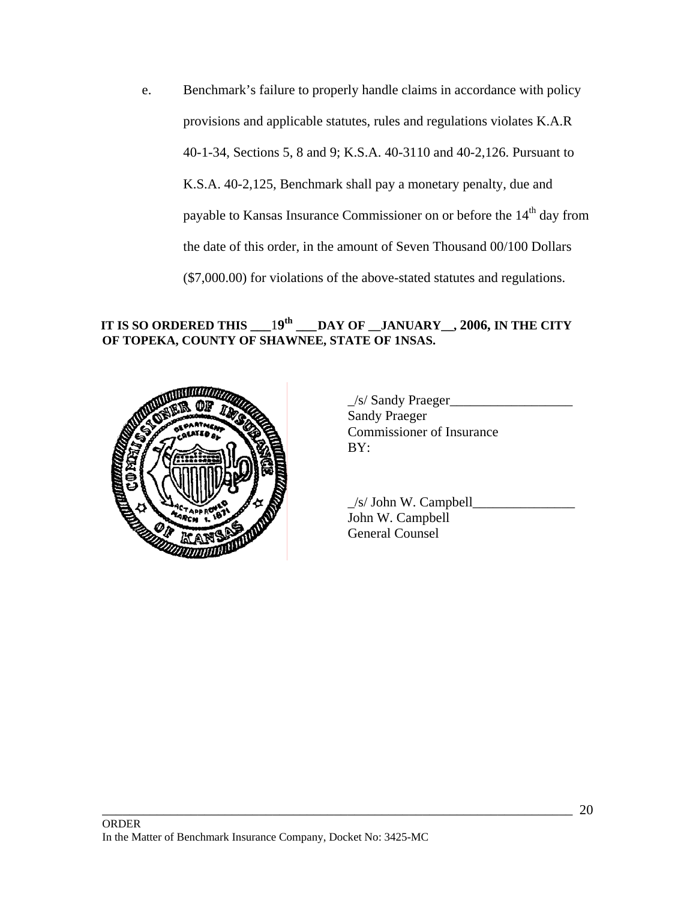e. Benchmark's failure to properly handle claims in accordance with policy provisions and applicable statutes, rules and regulations violates K.A.R 40-1-34, Sections 5, 8 and 9; K.S.A. 40-3110 and 40-2,126. Pursuant to K.S.A. 40-2,125, Benchmark shall pay a monetary penalty, due and payable to Kansas Insurance Commissioner on or before the 14th day from the date of this order, in the amount of Seven Thousand 00/100 Dollars ($7,000.00) for violations of the above-stated statutes and regulations.

**IT IS SO ORDERED THIS ___19th ___DAY OF __JANUARY__, 2006, IN THE CITY OF TOPEKA, COUNTY OF SHAWNEE, STATE OF 1NSAS.**

_/s/ Sandy Praeger__________________
Sandy Praeger
Commissioner of Insurance
BY:

_/s/ John W. Campbell_______________
John W. Campbell
General Counsel

ORDER
In the Matter of Benchmark Insurance Company, Docket No: 3425-MC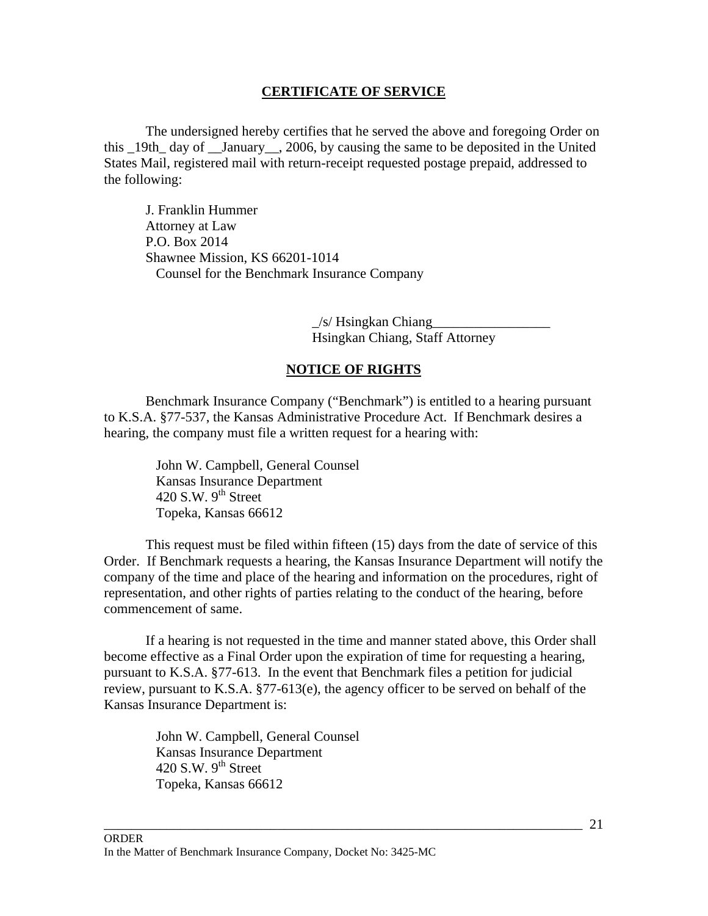## CERTIFICATE OF SERVICE

The undersigned hereby certifies that he served the above and foregoing Order on this _19th_ day of __January__, 2006, by causing the same to be deposited in the United States Mail, registered mail with return-receipt requested postage prepaid, addressed to the following:

J. Franklin Hummer
Attorney at Law
P.O. Box 2014
Shawnee Mission, KS 66201-1014
Counsel for the Benchmark Insurance Company

_/s/ Hsingkan Chiang_________________
Hsingkan Chiang, Staff Attorney

## NOTICE OF RIGHTS

Benchmark Insurance Company ("Benchmark") is entitled to a hearing pursuant to K.S.A. §77-537, the Kansas Administrative Procedure Act. If Benchmark desires a hearing, the company must file a written request for a hearing with:

John W. Campbell, General Counsel
Kansas Insurance Department
420 S.W. 9th Street
Topeka, Kansas 66612

This request must be filed within fifteen (15) days from the date of service of this Order. If Benchmark requests a hearing, the Kansas Insurance Department will notify the company of the time and place of the hearing and information on the procedures, right of representation, and other rights of parties relating to the conduct of the hearing, before commencement of same.

If a hearing is not requested in the time and manner stated above, this Order shall become effective as a Final Order upon the expiration of time for requesting a hearing, pursuant to K.S.A. §77-613. In the event that Benchmark files a petition for judicial review, pursuant to K.S.A. §77-613(e), the agency officer to be served on behalf of the Kansas Insurance Department is:

John W. Campbell, General Counsel
Kansas Insurance Department
420 S.W. 9th Street
Topeka, Kansas 66612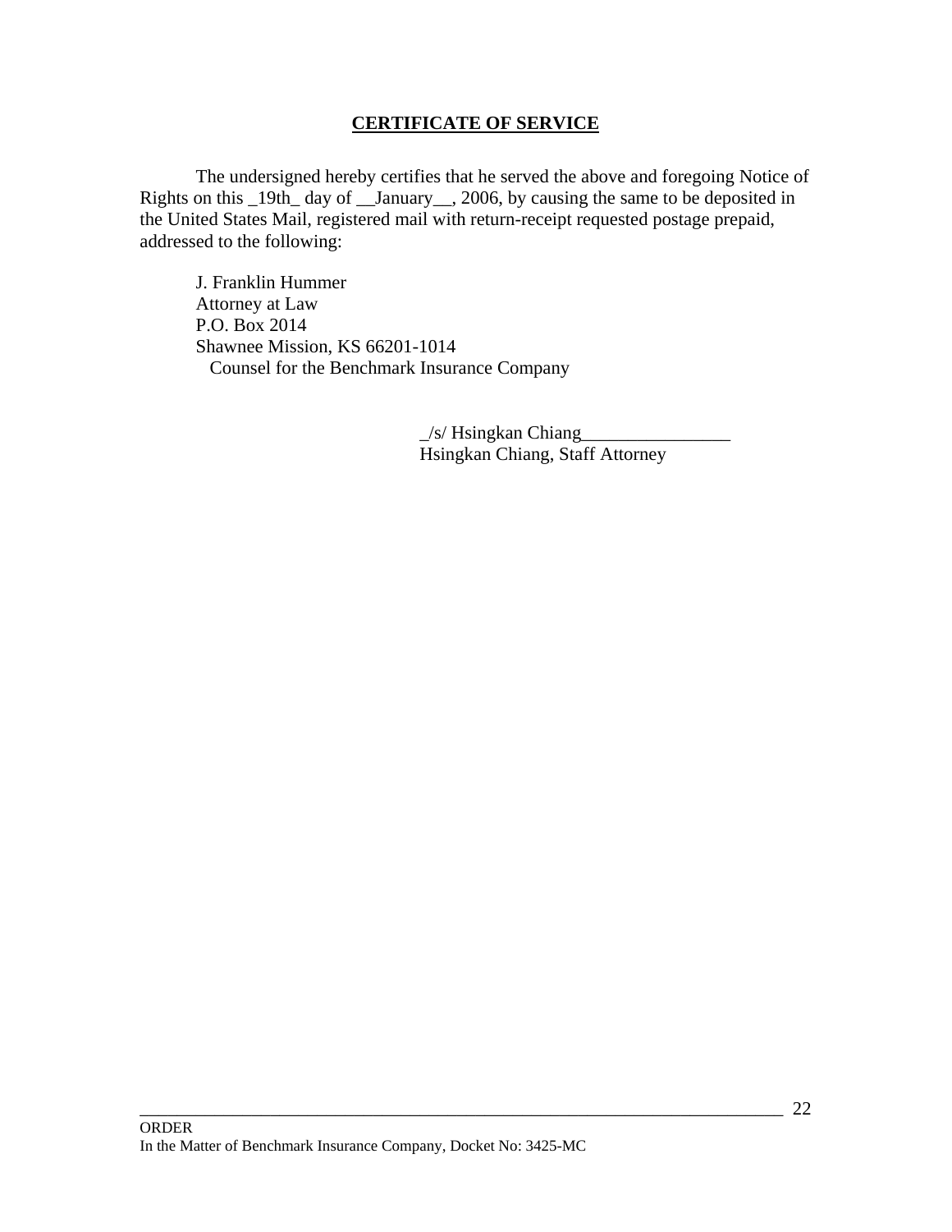**CERTIFICATE OF SERVICE**

The undersigned hereby certifies that he served the above and foregoing Notice of Rights on this _19th_ day of __January__, 2006, by causing the same to be deposited in the United States Mail, registered mail with return-receipt requested postage prepaid, addressed to the following:

J. Franklin Hummer
Attorney at Law
P.O. Box 2014
Shawnee Mission, KS 66201-1014
Counsel for the Benchmark Insurance Company

_/s/ Hsingkan Chiang________________
Hsingkan Chiang, Staff Attorney